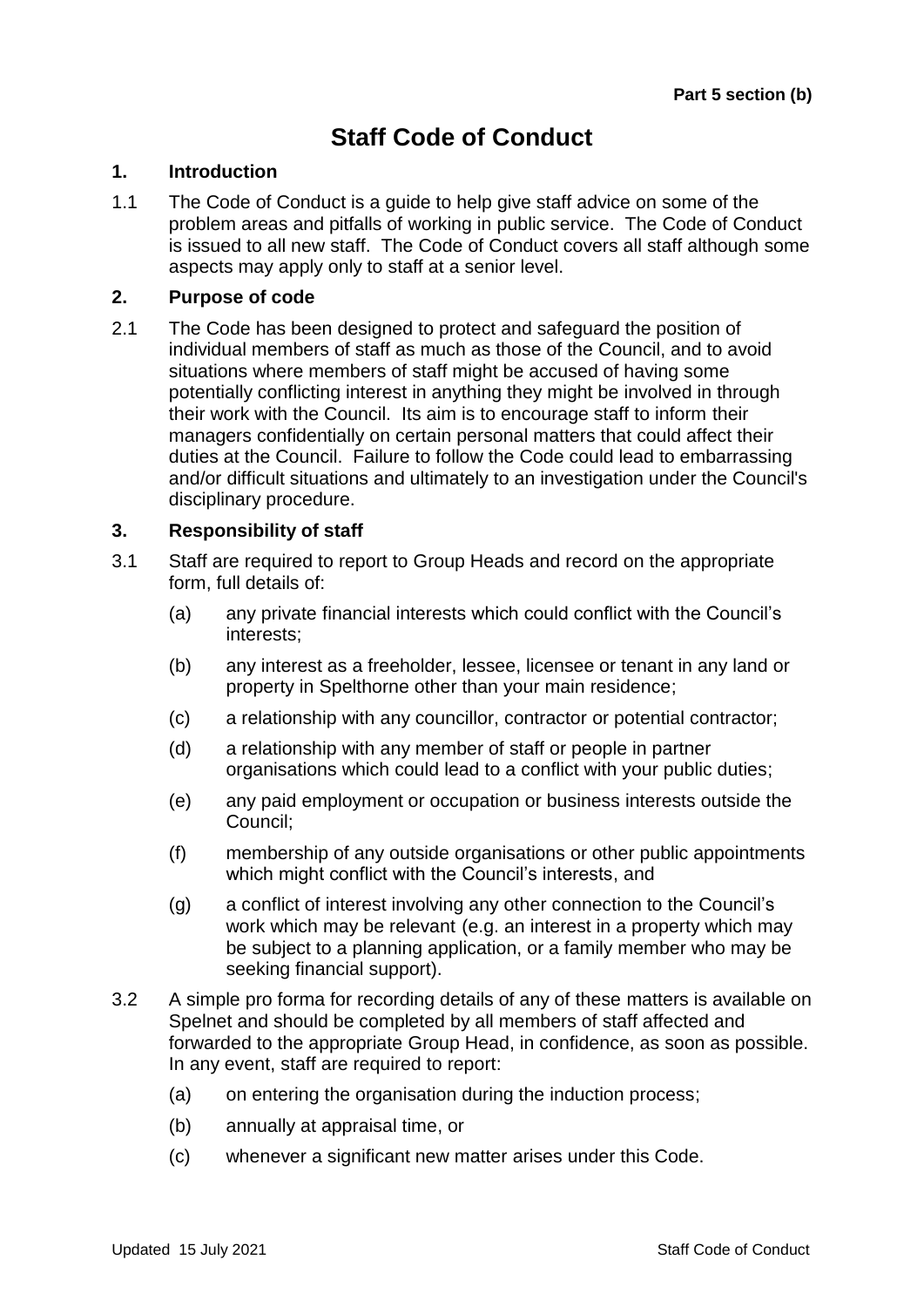**Part 5 section (b)**

# Staff Code of Conduct

## 1. Introduction

1.1 The Code of Conduct is a guide to help give staff advice on some of the problem areas and pitfalls of working in public service. The Code of Conduct is issued to all new staff. The Code of Conduct covers all staff although some aspects may apply only to staff at a senior level.

## 2. Purpose of code

2.1 The Code has been designed to protect and safeguard the position of individual members of staff as much as those of the Council, and to avoid situations where members of staff might be accused of having some potentially conflicting interest in anything they might be involved in through their work with the Council. Its aim is to encourage staff to inform their managers confidentially on certain personal matters that could affect their duties at the Council. Failure to follow the Code could lead to embarrassing and/or difficult situations and ultimately to an investigation under the Council's disciplinary procedure.

## 3. Responsibility of staff

3.1 Staff are required to report to Group Heads and record on the appropriate form, full details of:

- (a) any private financial interests which could conflict with the Council's interests;
- (b) any interest as a freeholder, lessee, licensee or tenant in any land or property in Spelthorne other than your main residence;
- (c) a relationship with any councillor, contractor or potential contractor;
- (d) a relationship with any member of staff or people in partner organisations which could lead to a conflict with your public duties;
- (e) any paid employment or occupation or business interests outside the Council;
- (f) membership of any outside organisations or other public appointments which might conflict with the Council's interests, and
- (g) a conflict of interest involving any other connection to the Council's work which may be relevant (e.g. an interest in a property which may be subject to a planning application, or a family member who may be seeking financial support).

3.2 A simple pro forma for recording details of any of these matters is available on Spelnet and should be completed by all members of staff affected and forwarded to the appropriate Group Head, in confidence, as soon as possible. In any event, staff are required to report:

- (a) on entering the organisation during the induction process;
- (b) annually at appraisal time, or
- (c) whenever a significant new matter arises under this Code.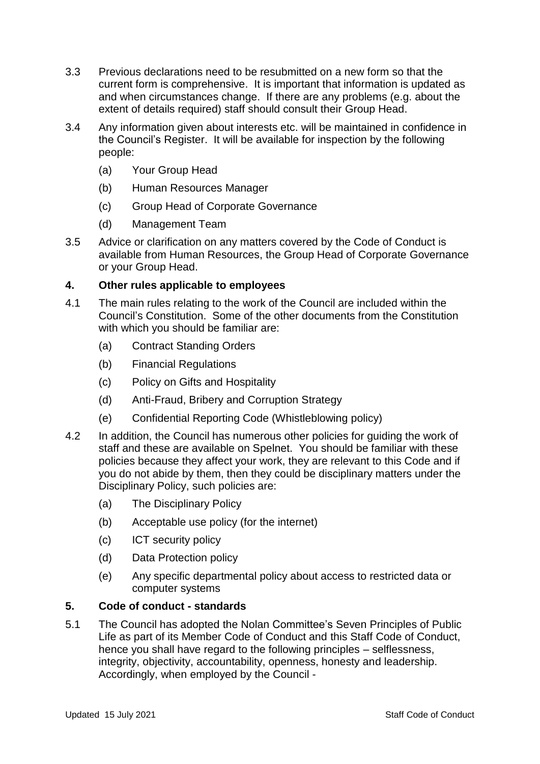3.3 Previous declarations need to be resubmitted on a new form so that the current form is comprehensive. It is important that information is updated as and when circumstances change. If there are any problems (e.g. about the extent of details required) staff should consult their Group Head.

3.4 Any information given about interests etc. will be maintained in confidence in the Council's Register. It will be available for inspection by the following people:

   (a) Your Group Head

   (b) Human Resources Manager

   (c) Group Head of Corporate Governance

   (d) Management Team

3.5 Advice or clarification on any matters covered by the Code of Conduct is available from Human Resources, the Group Head of Corporate Governance or your Group Head.

## 4. Other rules applicable to employees

4.1 The main rules relating to the work of the Council are included within the Council's Constitution. Some of the other documents from the Constitution with which you should be familiar are:

   (a) Contract Standing Orders

   (b) Financial Regulations

   (c) Policy on Gifts and Hospitality

   (d) Anti-Fraud, Bribery and Corruption Strategy

   (e) Confidential Reporting Code (Whistleblowing policy)

4.2 In addition, the Council has numerous other policies for guiding the work of staff and these are available on Spelnet. You should be familiar with these policies because they affect your work, they are relevant to this Code and if you do not abide by them, then they could be disciplinary matters under the Disciplinary Policy, such policies are:

   (a) The Disciplinary Policy

   (b) Acceptable use policy (for the internet)

   (c) ICT security policy

   (d) Data Protection policy

   (e) Any specific departmental policy about access to restricted data or computer systems

## 5. Code of conduct - standards

5.1 The Council has adopted the Nolan Committee's Seven Principles of Public Life as part of its Member Code of Conduct and this Staff Code of Conduct, hence you shall have regard to the following principles – selflessness, integrity, objectivity, accountability, openness, honesty and leadership. Accordingly, when employed by the Council -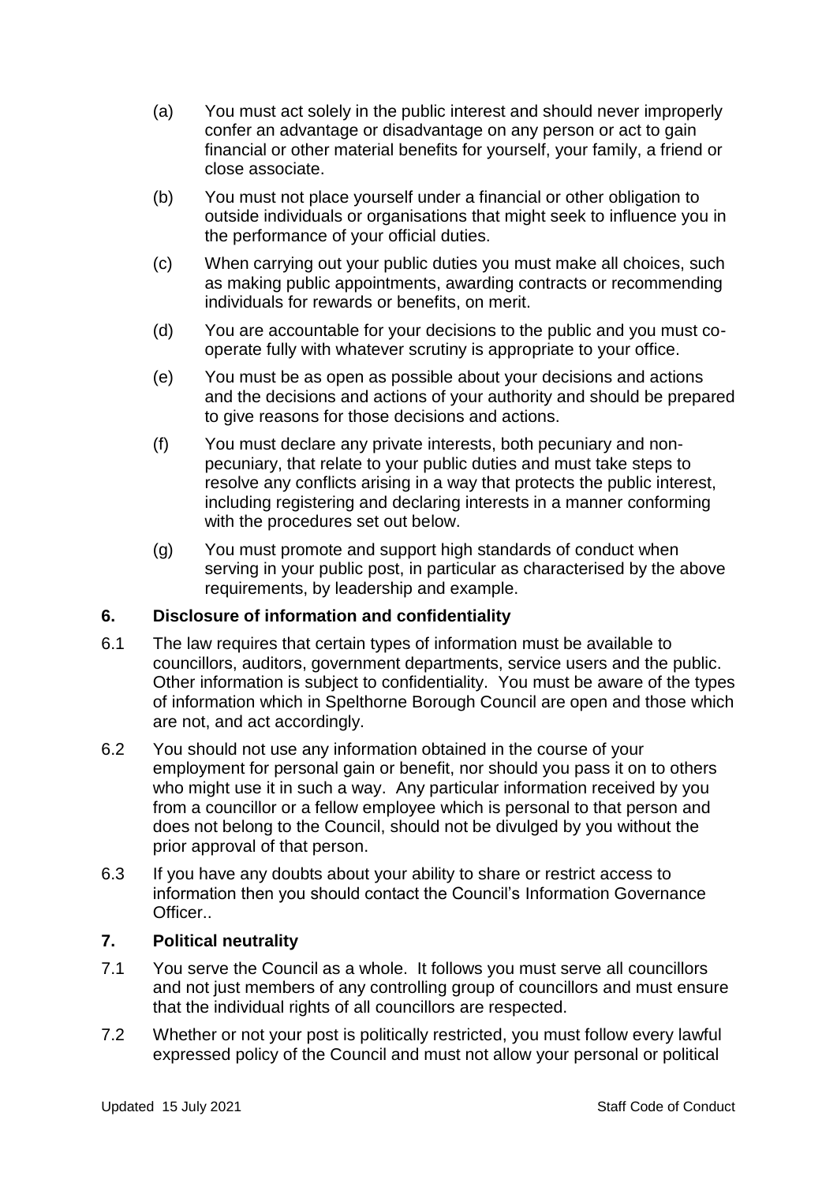(a) You must act solely in the public interest and should never improperly confer an advantage or disadvantage on any person or act to gain financial or other material benefits for yourself, your family, a friend or close associate.

(b) You must not place yourself under a financial or other obligation to outside individuals or organisations that might seek to influence you in the performance of your official duties.

(c) When carrying out your public duties you must make all choices, such as making public appointments, awarding contracts or recommending individuals for rewards or benefits, on merit.

(d) You are accountable for your decisions to the public and you must co-operate fully with whatever scrutiny is appropriate to your office.

(e) You must be as open as possible about your decisions and actions and the decisions and actions of your authority and should be prepared to give reasons for those decisions and actions.

(f) You must declare any private interests, both pecuniary and non-pecuniary, that relate to your public duties and must take steps to resolve any conflicts arising in a way that protects the public interest, including registering and declaring interests in a manner conforming with the procedures set out below.

(g) You must promote and support high standards of conduct when serving in your public post, in particular as characterised by the above requirements, by leadership and example.

## 6. Disclosure of information and confidentiality

6.1 The law requires that certain types of information must be available to councillors, auditors, government departments, service users and the public. Other information is subject to confidentiality. You must be aware of the types of information which in Spelthorne Borough Council are open and those which are not, and act accordingly.

6.2 You should not use any information obtained in the course of your employment for personal gain or benefit, nor should you pass it on to others who might use it in such a way. Any particular information received by you from a councillor or a fellow employee which is personal to that person and does not belong to the Council, should not be divulged by you without the prior approval of that person.

6.3 If you have any doubts about your ability to share or restrict access to information then you should contact the Council's Information Governance Officer..

## 7. Political neutrality

7.1 You serve the Council as a whole. It follows you must serve all councillors and not just members of any controlling group of councillors and must ensure that the individual rights of all councillors are respected.

7.2 Whether or not your post is politically restricted, you must follow every lawful expressed policy of the Council and must not allow your personal or political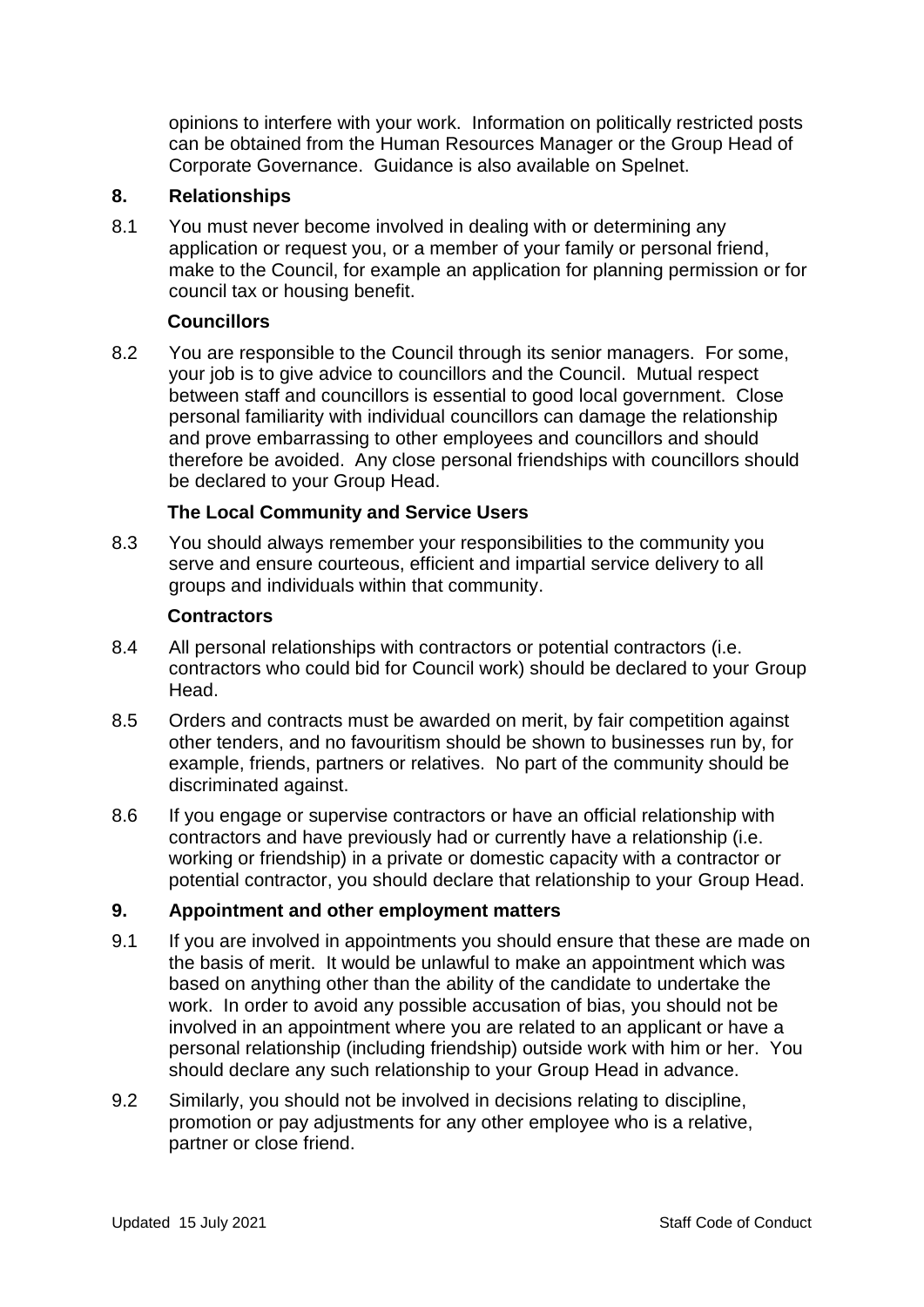opinions to interfere with your work. Information on politically restricted posts can be obtained from the Human Resources Manager or the Group Head of Corporate Governance. Guidance is also available on Spelnet.

## 8. Relationships

8.1 You must never become involved in dealing with or determining any application or request you, or a member of your family or personal friend, make to the Council, for example an application for planning permission or for council tax or housing benefit.

### Councillors

8.2 You are responsible to the Council through its senior managers. For some, your job is to give advice to councillors and the Council. Mutual respect between staff and councillors is essential to good local government. Close personal familiarity with individual councillors can damage the relationship and prove embarrassing to other employees and councillors and should therefore be avoided. Any close personal friendships with councillors should be declared to your Group Head.

### The Local Community and Service Users

8.3 You should always remember your responsibilities to the community you serve and ensure courteous, efficient and impartial service delivery to all groups and individuals within that community.

### Contractors

8.4 All personal relationships with contractors or potential contractors (i.e. contractors who could bid for Council work) should be declared to your Group Head.

8.5 Orders and contracts must be awarded on merit, by fair competition against other tenders, and no favouritism should be shown to businesses run by, for example, friends, partners or relatives. No part of the community should be discriminated against.

8.6 If you engage or supervise contractors or have an official relationship with contractors and have previously had or currently have a relationship (i.e. working or friendship) in a private or domestic capacity with a contractor or potential contractor, you should declare that relationship to your Group Head.

## 9. Appointment and other employment matters

9.1 If you are involved in appointments you should ensure that these are made on the basis of merit. It would be unlawful to make an appointment which was based on anything other than the ability of the candidate to undertake the work. In order to avoid any possible accusation of bias, you should not be involved in an appointment where you are related to an applicant or have a personal relationship (including friendship) outside work with him or her. You should declare any such relationship to your Group Head in advance.

9.2 Similarly, you should not be involved in decisions relating to discipline, promotion or pay adjustments for any other employee who is a relative, partner or close friend.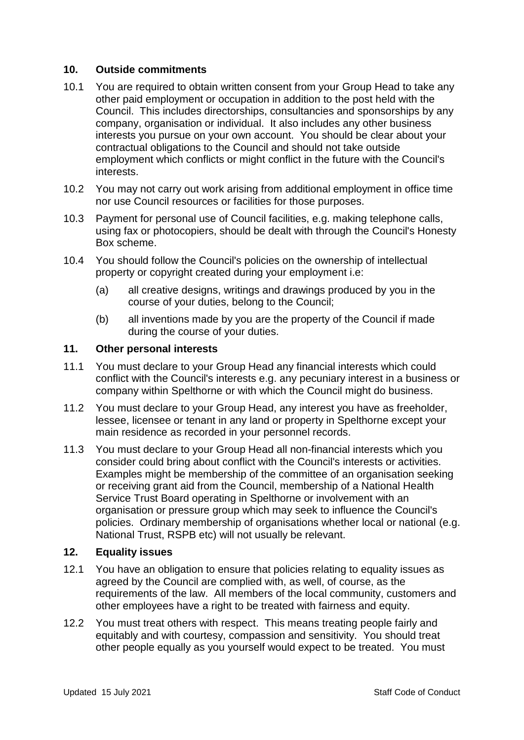## 10. Outside commitments

10.1 You are required to obtain written consent from your Group Head to take any other paid employment or occupation in addition to the post held with the Council. This includes directorships, consultancies and sponsorships by any company, organisation or individual. It also includes any other business interests you pursue on your own account. You should be clear about your contractual obligations to the Council and should not take outside employment which conflicts or might conflict in the future with the Council's interests.

10.2 You may not carry out work arising from additional employment in office time nor use Council resources or facilities for those purposes.

10.3 Payment for personal use of Council facilities, e.g. making telephone calls, using fax or photocopiers, should be dealt with through the Council's Honesty Box scheme.

10.4 You should follow the Council's policies on the ownership of intellectual property or copyright created during your employment i.e:

(a) all creative designs, writings and drawings produced by you in the course of your duties, belong to the Council;

(b) all inventions made by you are the property of the Council if made during the course of your duties.

## 11. Other personal interests

11.1 You must declare to your Group Head any financial interests which could conflict with the Council's interests e.g. any pecuniary interest in a business or company within Spelthorne or with which the Council might do business.

11.2 You must declare to your Group Head, any interest you have as freeholder, lessee, licensee or tenant in any land or property in Spelthorne except your main residence as recorded in your personnel records.

11.3 You must declare to your Group Head all non-financial interests which you consider could bring about conflict with the Council's interests or activities. Examples might be membership of the committee of an organisation seeking or receiving grant aid from the Council, membership of a National Health Service Trust Board operating in Spelthorne or involvement with an organisation or pressure group which may seek to influence the Council's policies. Ordinary membership of organisations whether local or national (e.g. National Trust, RSPB etc) will not usually be relevant.

## 12. Equality issues

12.1 You have an obligation to ensure that policies relating to equality issues as agreed by the Council are complied with, as well, of course, as the requirements of the law. All members of the local community, customers and other employees have a right to be treated with fairness and equity.

12.2 You must treat others with respect. This means treating people fairly and equitably and with courtesy, compassion and sensitivity. You should treat other people equally as you yourself would expect to be treated. You must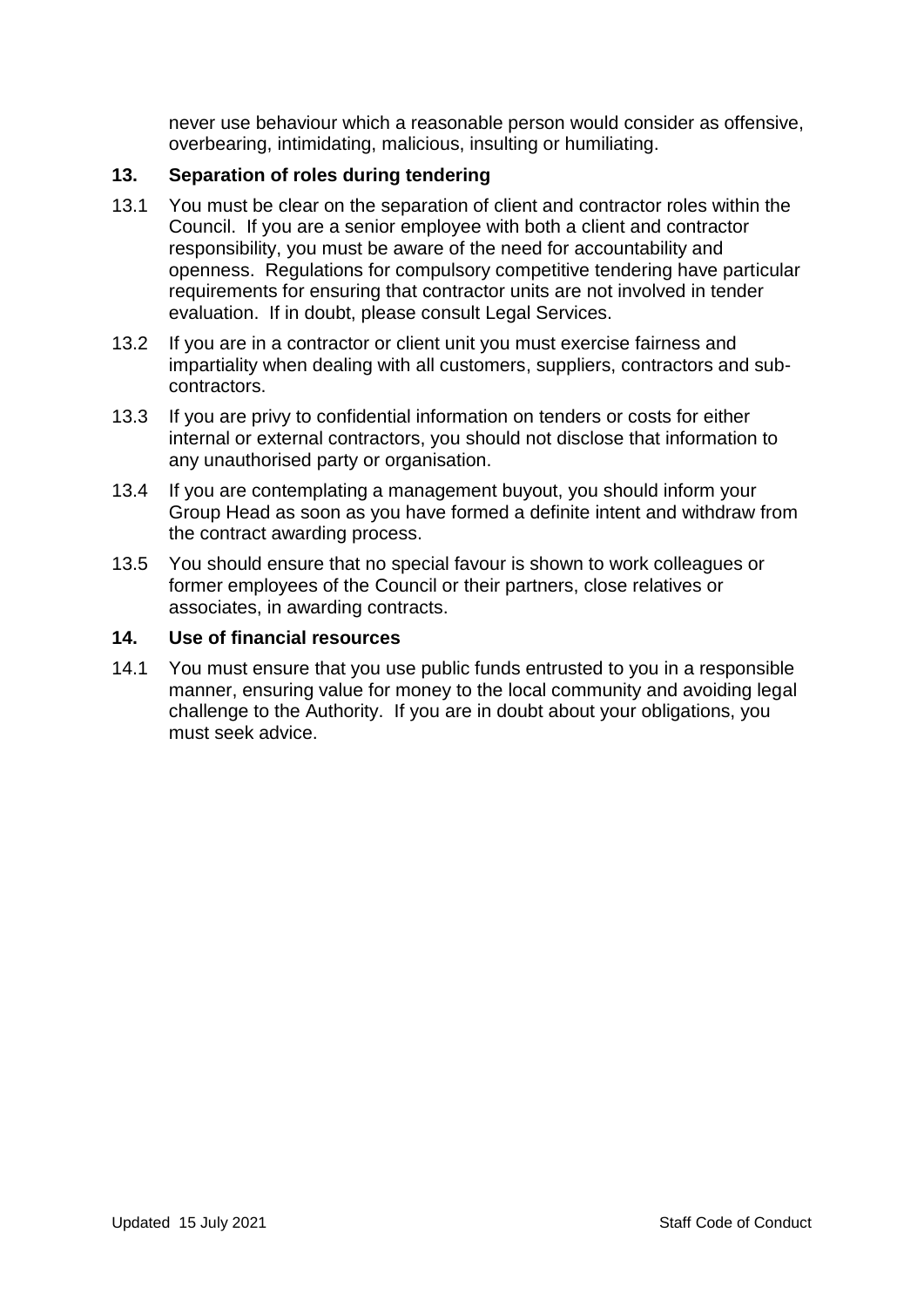never use behaviour which a reasonable person would consider as offensive, overbearing, intimidating, malicious, insulting or humiliating.

## 13. Separation of roles during tendering

13.1 You must be clear on the separation of client and contractor roles within the Council. If you are a senior employee with both a client and contractor responsibility, you must be aware of the need for accountability and openness. Regulations for compulsory competitive tendering have particular requirements for ensuring that contractor units are not involved in tender evaluation. If in doubt, please consult Legal Services.

13.2 If you are in a contractor or client unit you must exercise fairness and impartiality when dealing with all customers, suppliers, contractors and sub-contractors.

13.3 If you are privy to confidential information on tenders or costs for either internal or external contractors, you should not disclose that information to any unauthorised party or organisation.

13.4 If you are contemplating a management buyout, you should inform your Group Head as soon as you have formed a definite intent and withdraw from the contract awarding process.

13.5 You should ensure that no special favour is shown to work colleagues or former employees of the Council or their partners, close relatives or associates, in awarding contracts.

## 14. Use of financial resources

14.1 You must ensure that you use public funds entrusted to you in a responsible manner, ensuring value for money to the local community and avoiding legal challenge to the Authority. If you are in doubt about your obligations, you must seek advice.